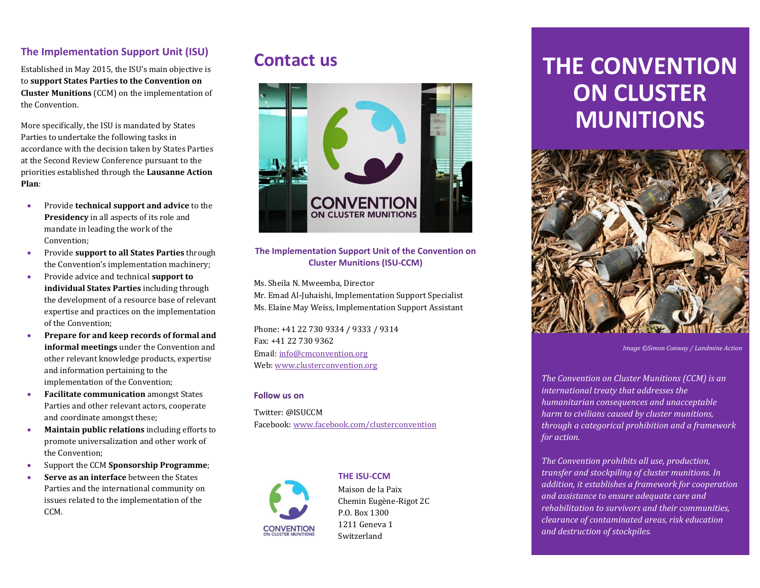## The Implementation Support Unit (ISU)

Established in May 2015, the ISU's main objective is to **support States Parties to the Convention on Cluster Munitions** (CCM) on the implementation of the Convention.

More specifically, the ISU is mandated by States Parties to undertake the following tasks in accordance with the decision taken by States Parties at the Second Review Conference pursuant to the priorities established through the **Lausanne Action Plan**:

- Provide **technical support and advice** to the **Presidency** in all aspects of its role and mandate in leading the work of the Convention;
- Provide **support to all States Parties** through the Convention's implementation machinery;
- Provide advice and technical **support to individual States Parties** including through the development of a resource base of relevant expertise and practices on the implementation of the Convention;
- **Prepare for and keep records of formal and informal meetings** under the Convention and other relevant knowledge products, expertise and information pertaining to the implementation of the Convention;
- **Facilitate communication** amongst States Parties and other relevant actors, cooperate and coordinate amongst these;
- **Maintain public relations** including efforts to promote universalization and other work of the Convention;
- Support the CCM **Sponsorship Programme**;
- **Serve as an interface** between the States Parties and the international community on issues related to the implementation of the CCM.

# Contact us

**The Implementation Support Unit of the Convention on Cluster Munitions (ISU-CCM)**

Ms. Sheila N. Mweemba, Director
Mr. Emad Al-Juhaishi, Implementation Support Specialist
Ms. Elaine May Weiss, Implementation Support Assistant

Phone: +41 22 730 9334 / 9333 / 9314
Fax: +41 22 730 9362
Email: info@cmconvention.org
Web: www.clusterconvention.org

**Follow us on**

Twitter: @ISUCCM
Facebook: www.facebook.com/clusterconvention

**THE ISU-CCM**
Maison de la Paix
Chemin Eugène-Rigot 2C
P.O. Box 1300
1211 Geneva 1
Switzerland

# THE CONVENTION ON CLUSTER MUNITIONS

*Image ©Simon Conway / Landmine Action*

*The Convention on Cluster Munitions (CCM) is an international treaty that addresses the humanitarian consequences and unacceptable harm to civilians caused by cluster munitions, through a categorical prohibition and a framework for action.*

*The Convention prohibits all use, production, transfer and stockpiling of cluster munitions. In addition, it establishes a framework for cooperation and assistance to ensure adequate care and rehabilitation to survivors and their communities, clearance of contaminated areas, risk education and destruction of stockpiles.*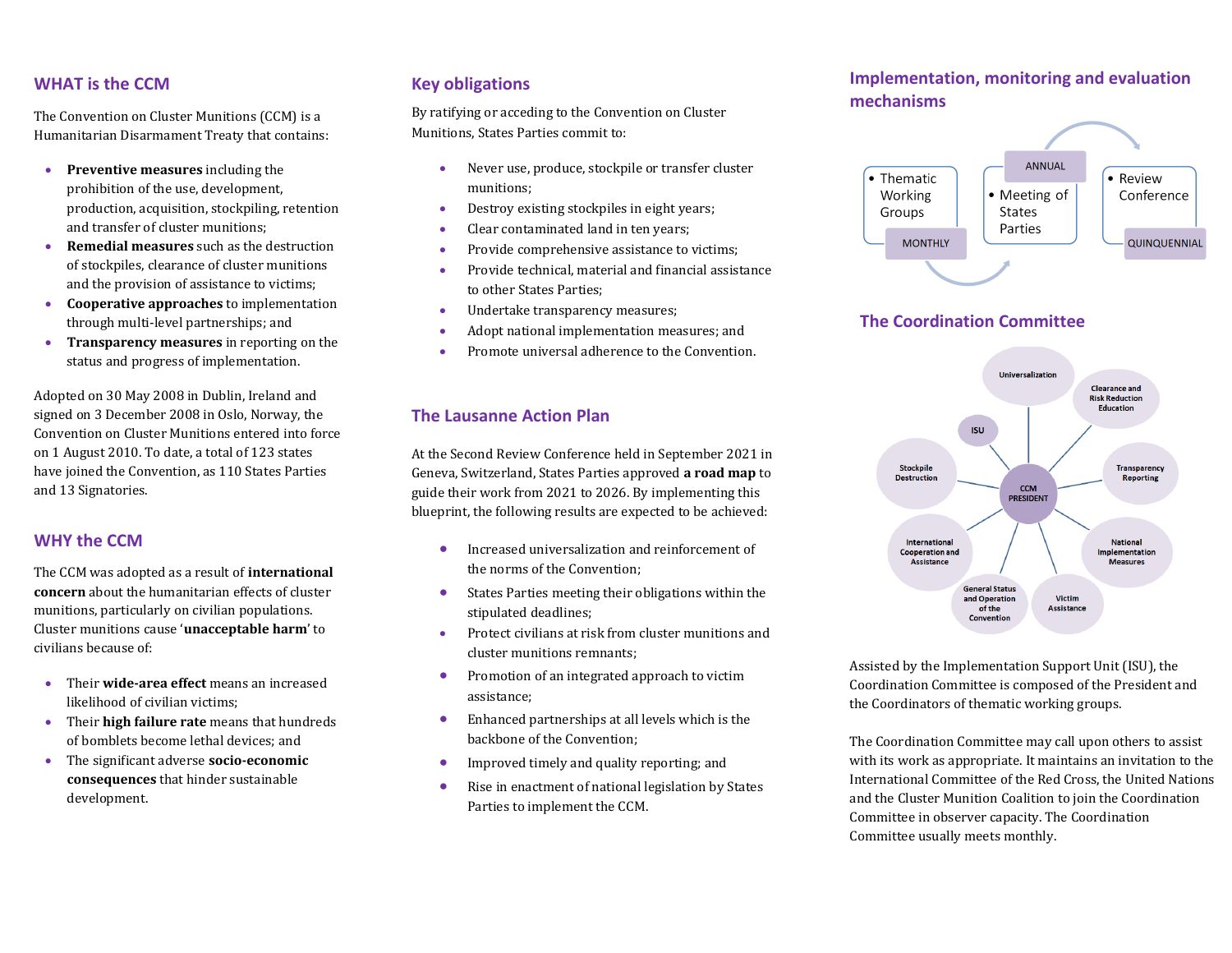## WHAT is the CCM

The Convention on Cluster Munitions (CCM) is a Humanitarian Disarmament Treaty that contains:

- **Preventive measures** including the prohibition of the use, development, production, acquisition, stockpiling, retention and transfer of cluster munitions;
- **Remedial measures** such as the destruction of stockpiles, clearance of cluster munitions and the provision of assistance to victims;
- **Cooperative approaches** to implementation through multi-level partnerships; and
- **Transparency measures** in reporting on the status and progress of implementation.

Adopted on 30 May 2008 in Dublin, Ireland and signed on 3 December 2008 in Oslo, Norway, the Convention on Cluster Munitions entered into force on 1 August 2010. To date, a total of 123 states have joined the Convention, as 110 States Parties and 13 Signatories.

## WHY the CCM

The CCM was adopted as a result of **international concern** about the humanitarian effects of cluster munitions, particularly on civilian populations. Cluster munitions cause '**unacceptable harm**' to civilians because of:

- Their **wide-area effect** means an increased likelihood of civilian victims;
- Their **high failure rate** means that hundreds of bomblets become lethal devices; and
- The significant adverse **socio-economic consequences** that hinder sustainable development.

## Key obligations

By ratifying or acceding to the Convention on Cluster Munitions, States Parties commit to:

- Never use, produce, stockpile or transfer cluster munitions;
- Destroy existing stockpiles in eight years;
- Clear contaminated land in ten years;
- Provide comprehensive assistance to victims;
- Provide technical, material and financial assistance to other States Parties;
- Undertake transparency measures;
- Adopt national implementation measures; and
- Promote universal adherence to the Convention.

## The Lausanne Action Plan

At the Second Review Conference held in September 2021 in Geneva, Switzerland, States Parties approved **a road map** to guide their work from 2021 to 2026. By implementing this blueprint, the following results are expected to be achieved:

- Increased universalization and reinforcement of the norms of the Convention;
- States Parties meeting their obligations within the stipulated deadlines;
- Protect civilians at risk from cluster munitions and cluster munitions remnants;
- Promotion of an integrated approach to victim assistance;
- Enhanced partnerships at all levels which is the backbone of the Convention;
- Improved timely and quality reporting; and
- Rise in enactment of national legislation by States Parties to implement the CCM.

## Implementation, monitoring and evaluation mechanisms

- Thematic Working Groups
MONTHLY

ANNUAL
- Meeting of States Parties

- Review Conference
QUINQUENNIAL

## The Coordination Committee

CCM PRESIDENT

Universalization

Clearance and Risk Reduction Education

Transparency Reporting

National Implementation Measures

Victim Assistance

General Status and Operation of the Convention

International Cooperation and Assistance

Stockpile Destruction

ISU

Assisted by the Implementation Support Unit (ISU), the Coordination Committee is composed of the President and the Coordinators of thematic working groups.

The Coordination Committee may call upon others to assist with its work as appropriate. It maintains an invitation to the International Committee of the Red Cross, the United Nations and the Cluster Munition Coalition to join the Coordination Committee in observer capacity. The Coordination Committee usually meets monthly.